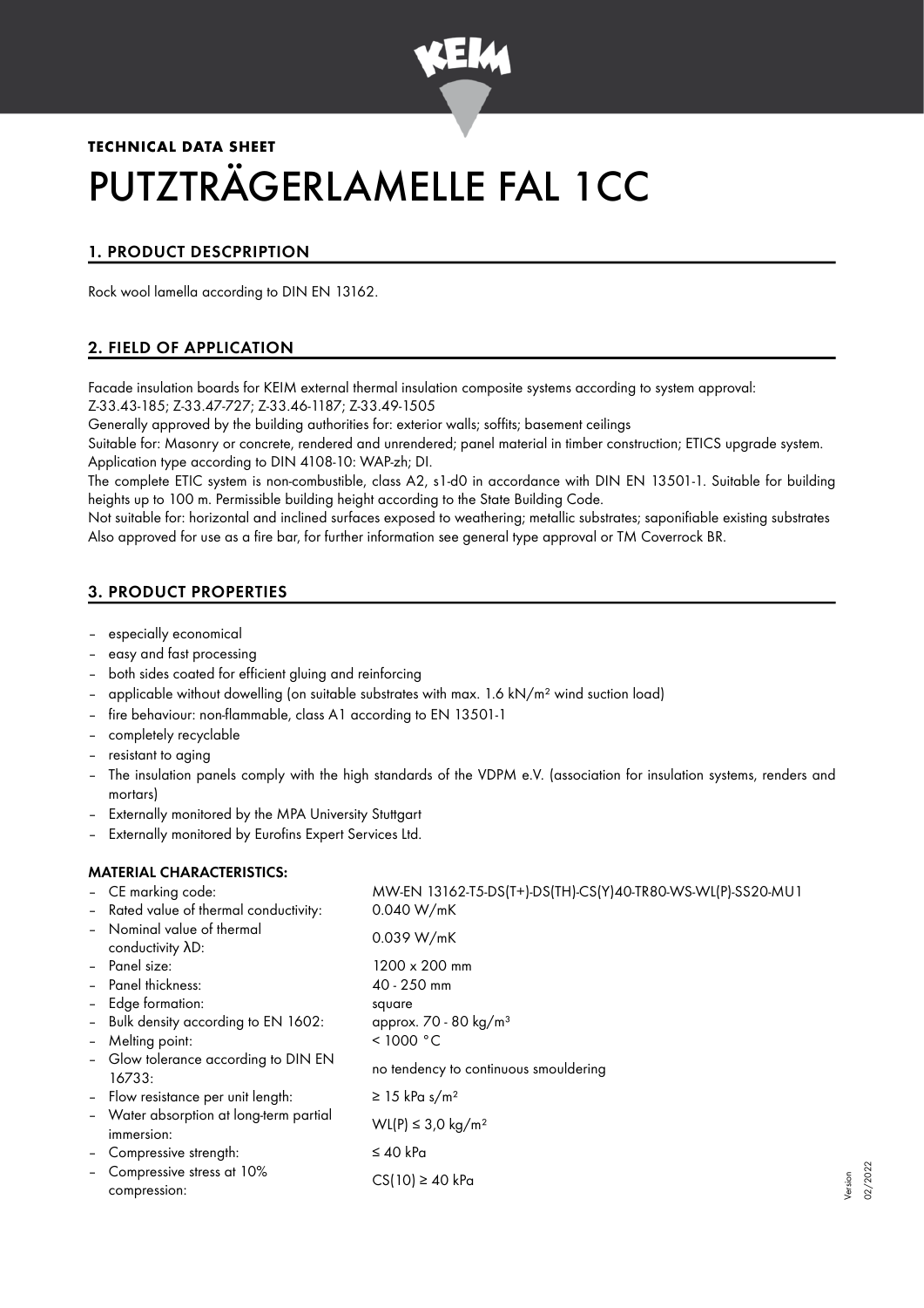**TECHNICAL DATA SHEET**

# PUTZTRÄGERLAMELLE FAL 1CC

## 1. PRODUCT DESCPRIPTION

Rock wool lamella according to DIN EN 13162.

## 2. FIELD OF APPLICATION

Facade insulation boards for KEIM external thermal insulation composite systems according to system approval:
Z-33.43-185; Z-33.47-727; Z-33.46-1187; Z-33.49-1505

Generally approved by the building authorities for: exterior walls; soffits; basement ceilings

Suitable for: Masonry or concrete, rendered and unrendered; panel material in timber construction; ETICS upgrade system. Application type according to DIN 4108-10: WAP-zh; DI.

The complete ETIC system is non-combustible, class A2, s1-d0 in accordance with DIN EN 13501-1. Suitable for building heights up to 100 m. Permissible building height according to the State Building Code.

Not suitable for: horizontal and inclined surfaces exposed to weathering; metallic substrates; saponifiable existing substrates
Also approved for use as a fire bar, for further information see general type approval or TM Coverrock BR.

## 3. PRODUCT PROPERTIES

- especially economical
- easy and fast processing
- both sides coated for efficient gluing and reinforcing
- applicable without dowelling (on suitable substrates with max. 1.6 kN/m² wind suction load)
- fire behaviour: non-flammable, class A1 according to EN 13501-1
- completely recyclable
- resistant to aging
- The insulation panels comply with the high standards of the VDPM e.V. (association for insulation systems, renders and mortars)
- Externally monitored by the MPA University Stuttgart
- Externally monitored by Eurofins Expert Services Ltd.

### MATERIAL CHARACTERISTICS:

| | |
|---|---|
| – CE marking code: | MW-EN 13162-T5-DS(T+)-DS(TH)-CS(Y)40-TR80-WS-WL(P)-SS20-MU1 |
| – Rated value of thermal conductivity: | 0.040 W/mK |
| – Nominal value of thermal conductivity λD: | 0.039 W/mK |
| – Panel size: | 1200 x 200 mm |
| – Panel thickness: | 40 - 250 mm |
| – Edge formation: | square |
| – Bulk density according to EN 1602: | approx. 70 - 80 kg/m³ |
| – Melting point: | < 1000 °C |
| – Glow tolerance according to DIN EN 16733: | no tendency to continuous smouldering |
| – Flow resistance per unit length: | ≥ 15 kPa s/m² |
| – Water absorption at long-term partial immersion: | WL(P) ≤ 3,0 kg/m² |
| – Compressive strength: | ≤ 40 kPa |
| – Compressive stress at 10% compression: | CS(10) ≥ 40 kPa |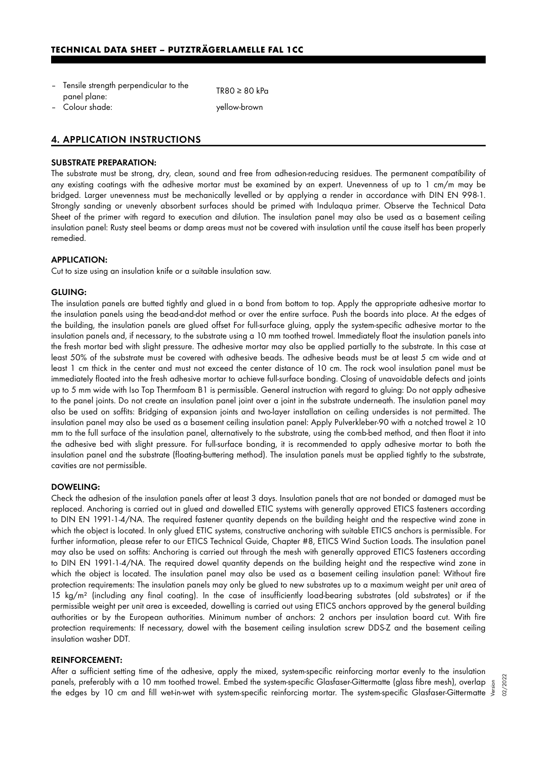- Tensile strength perpendicular to the panel plane: TR80 ≥ 80 kPa
- Colour shade: yellow-brown

## 4. APPLICATION INSTRUCTIONS

### SUBSTRATE PREPARATION:

The substrate must be strong, dry, clean, sound and free from adhesion-reducing residues. The permanent compatibility of any existing coatings with the adhesive mortar must be examined by an expert. Unevenness of up to 1 cm/m may be bridged. Larger unevenness must be mechanically levelled or by applying a render in accordance with DIN EN 998-1. Strongly sanding or unevenly absorbent surfaces should be primed with Indulaqua primer. Observe the Technical Data Sheet of the primer with regard to execution and dilution. The insulation panel may also be used as a basement ceiling insulation panel: Rusty steel beams or damp areas must not be covered with insulation until the cause itself has been properly remedied.

### APPLICATION:

Cut to size using an insulation knife or a suitable insulation saw.

### GLUING:

The insulation panels are butted tightly and glued in a bond from bottom to top. Apply the appropriate adhesive mortar to the insulation panels using the bead-and-dot method or over the entire surface. Push the boards into place. At the edges of the building, the insulation panels are glued offset For full-surface gluing, apply the system-specific adhesive mortar to the insulation panels and, if necessary, to the substrate using a 10 mm toothed trowel. Immediately float the insulation panels into the fresh mortar bed with slight pressure. The adhesive mortar may also be applied partially to the substrate. In this case at least 50% of the substrate must be covered with adhesive beads. The adhesive beads must be at least 5 cm wide and at least 1 cm thick in the center and must not exceed the center distance of 10 cm. The rock wool insulation panel must be immediately floated into the fresh adhesive mortar to achieve full-surface bonding. Closing of unavoidable defects and joints up to 5 mm wide with Iso Top Thermfoam B1 is permissible. General instruction with regard to gluing: Do not apply adhesive to the panel joints. Do not create an insulation panel joint over a joint in the substrate underneath. The insulation panel may also be used on soffits: Bridging of expansion joints and two-layer installation on ceiling undersides is not permitted. The insulation panel may also be used as a basement ceiling insulation panel: Apply Pulverkleber-90 with a notched trowel ≥ 10 mm to the full surface of the insulation panel, alternatively to the substrate, using the comb-bed method, and then float it into the adhesive bed with slight pressure. For full-surface bonding, it is recommended to apply adhesive mortar to both the insulation panel and the substrate (floating-buttering method). The insulation panels must be applied tightly to the substrate, cavities are not permissible.

### DOWELING:

Check the adhesion of the insulation panels after at least 3 days. Insulation panels that are not bonded or damaged must be replaced. Anchoring is carried out in glued and dowelled ETIC systems with generally approved ETICS fasteners according to DIN EN 1991-1-4/NA. The required fastener quantity depends on the building height and the respective wind zone in which the object is located. In only glued ETIC systems, constructive anchoring with suitable ETICS anchors is permissible. For further information, please refer to our ETICS Technical Guide, Chapter #8, ETICS Wind Suction Loads. The insulation panel may also be used on soffits: Anchoring is carried out through the mesh with generally approved ETICS fasteners according to DIN EN 1991-1-4/NA. The required dowel quantity depends on the building height and the respective wind zone in which the object is located. The insulation panel may also be used as a basement ceiling insulation panel: Without fire protection requirements: The insulation panels may only be glued to new substrates up to a maximum weight per unit area of 15 kg/m² (including any final coating). In the case of insufficiently load-bearing substrates (old substrates) or if the permissible weight per unit area is exceeded, dowelling is carried out using ETICS anchors approved by the general building authorities or by the European authorities. Minimum number of anchors: 2 anchors per insulation board cut. With fire protection requirements: If necessary, dowel with the basement ceiling insulation screw DDS-Z and the basement ceiling insulation washer DDT.

### REINFORCEMENT:

After a sufficient setting time of the adhesive, apply the mixed, system-specific reinforcing mortar evenly to the insulation panels, preferably with a 10 mm toothed trowel. Embed the system-specific Glasfaser-Gittermatte (glass fibre mesh), overlap the edges by 10 cm and fill wet-in-wet with system-specific reinforcing mortar. The system-specific Glasfaser-Gittermatte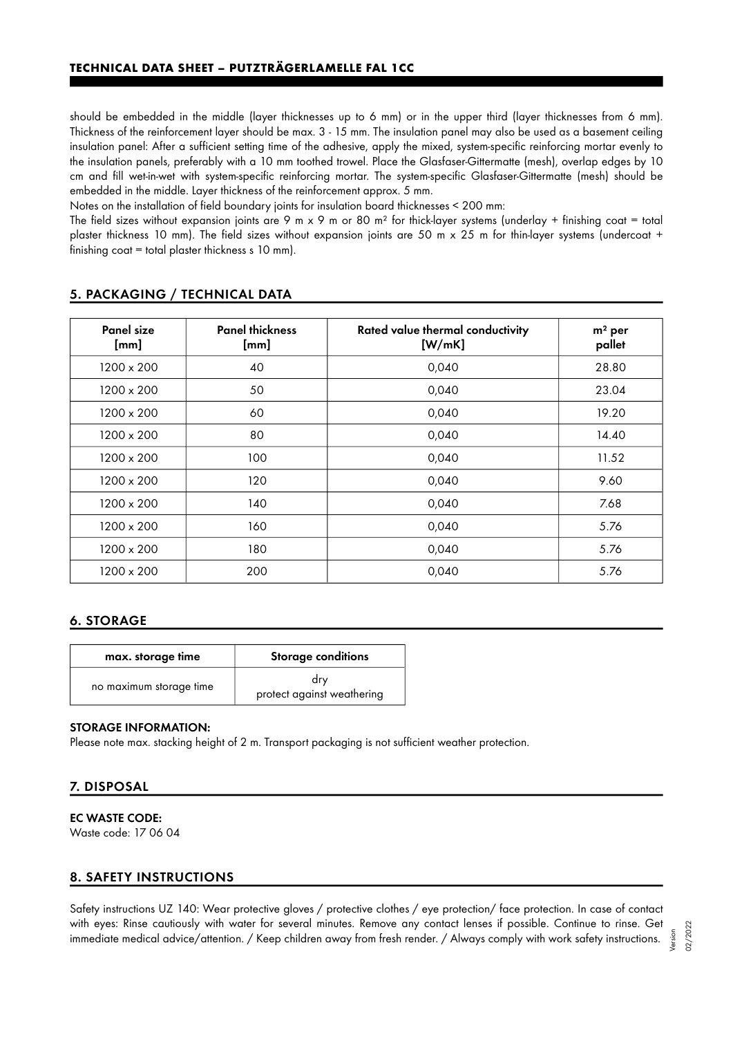should be embedded in the middle (layer thicknesses up to 6 mm) or in the upper third (layer thicknesses from 6 mm). Thickness of the reinforcement layer should be max. 3 - 15 mm. The insulation panel may also be used as a basement ceiling insulation panel: After a sufficient setting time of the adhesive, apply the mixed, system-specific reinforcing mortar evenly to the insulation panels, preferably with a 10 mm toothed trowel. Place the Glasfaser-Gittermatte (mesh), overlap edges by 10 cm and fill wet-in-wet with system-specific reinforcing mortar. The system-specific Glasfaser-Gittermatte (mesh) should be embedded in the middle. Layer thickness of the reinforcement approx. 5 mm.

Notes on the installation of field boundary joints for insulation board thicknesses < 200 mm:

The field sizes without expansion joints are 9 m x 9 m or 80 m² for thick-layer systems (underlay + finishing coat = total plaster thickness 10 mm). The field sizes without expansion joints are 50 m x 25 m for thin-layer systems (undercoat + finishing coat = total plaster thickness ≤ 10 mm).

## 5. PACKAGING / TECHNICAL DATA

| Panel size [mm] | Panel thickness [mm] | Rated value thermal conductivity [W/mK] | m² per pallet |
|---|---|---|---|
| 1200 x 200 | 40 | 0,040 | 28.80 |
| 1200 x 200 | 50 | 0,040 | 23.04 |
| 1200 x 200 | 60 | 0,040 | 19.20 |
| 1200 x 200 | 80 | 0,040 | 14.40 |
| 1200 x 200 | 100 | 0,040 | 11.52 |
| 1200 x 200 | 120 | 0,040 | 9.60 |
| 1200 x 200 | 140 | 0,040 | 7.68 |
| 1200 x 200 | 160 | 0,040 | 5.76 |
| 1200 x 200 | 180 | 0,040 | 5.76 |
| 1200 x 200 | 200 | 0,040 | 5.76 |

## 6. STORAGE

| max. storage time | Storage conditions |
|---|---|
| no maximum storage time | dry<br>protect against weathering |

**STORAGE INFORMATION:**

Please note max. stacking height of 2 m. Transport packaging is not sufficient weather protection.

## 7. DISPOSAL

**EC WASTE CODE:**

Waste code: 17 06 04

## 8. SAFETY INSTRUCTIONS

Safety instructions UZ 140: Wear protective gloves / protective clothes / eye protection/ face protection. In case of contact with eyes: Rinse cautiously with water for several minutes. Remove any contact lenses if possible. Continue to rinse. Get immediate medical advice/attention. / Keep children away from fresh render. / Always comply with work safety instructions.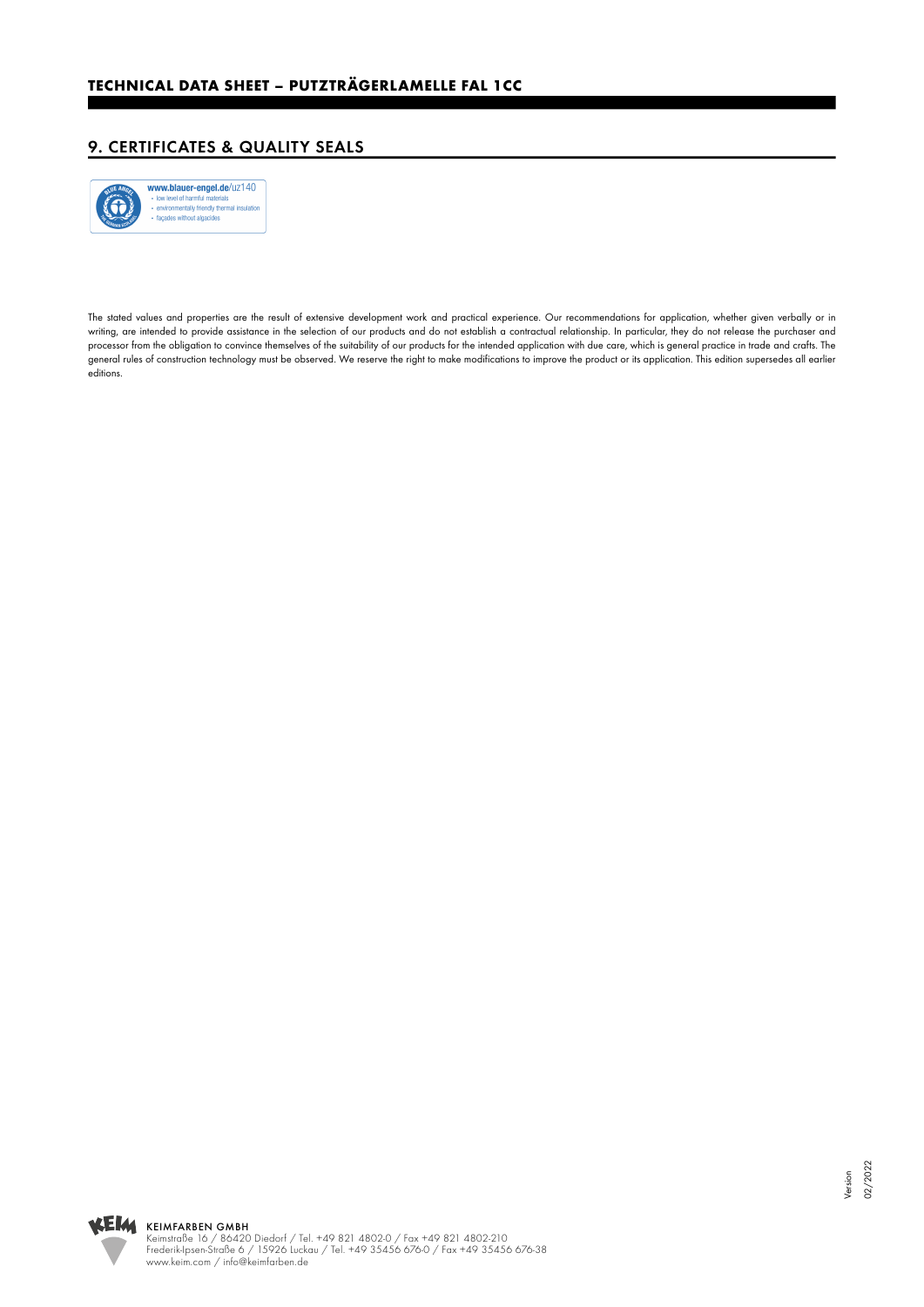## 9. CERTIFICATES & QUALITY SEALS

www.blauer-engel.de/uz140
- low level of harmful materials
- environmentally friendly thermal insulation
- façades without algacides

The stated values and properties are the result of extensive development work and practical experience. Our recommendations for application, whether given verbally or in writing, are intended to provide assistance in the selection of our products and do not establish a contractual relationship. In particular, they do not release the purchaser and processor from the obligation to convince themselves of the suitability of our products for the intended application with due care, which is general practice in trade and crafts. The general rules of construction technology must be observed. We reserve the right to make modifications to improve the product or its application. This edition supersedes all earlier editions.

KEIMFARBEN GMBH
Keimstraße 16 / 86420 Diedorf / Tel. +49 821 4802-0 / Fax +49 821 4802-210
Frederik-Ipsen-Straße 6 / 15926 Luckau / Tel. +49 35456 676-0 / Fax +49 35456 676-38
www.keim.com / info@keimfarben.de

Version 02/2022